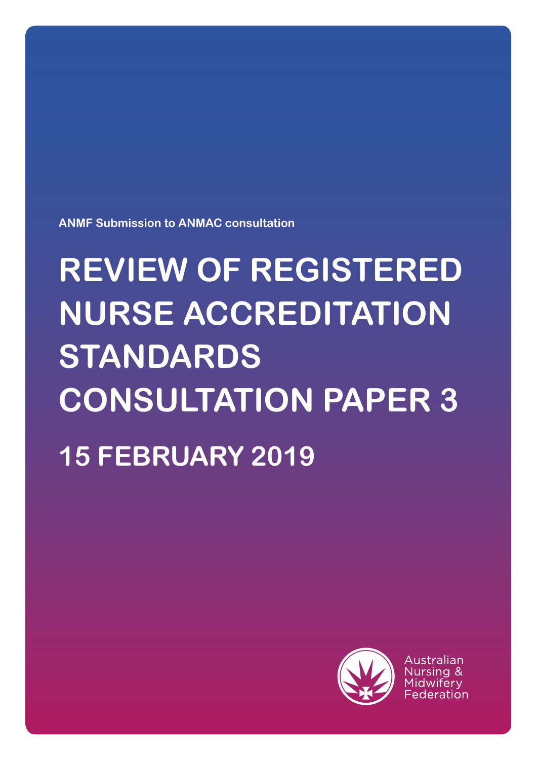ANMF Submission to ANMAC consultation

# REVIEW OF REGISTERED NURSE ACCREDITATION STANDARDS CONSULTATION PAPER 3

## 15 FEBRUARY 2019

Australian Nursing & Midwifery Federation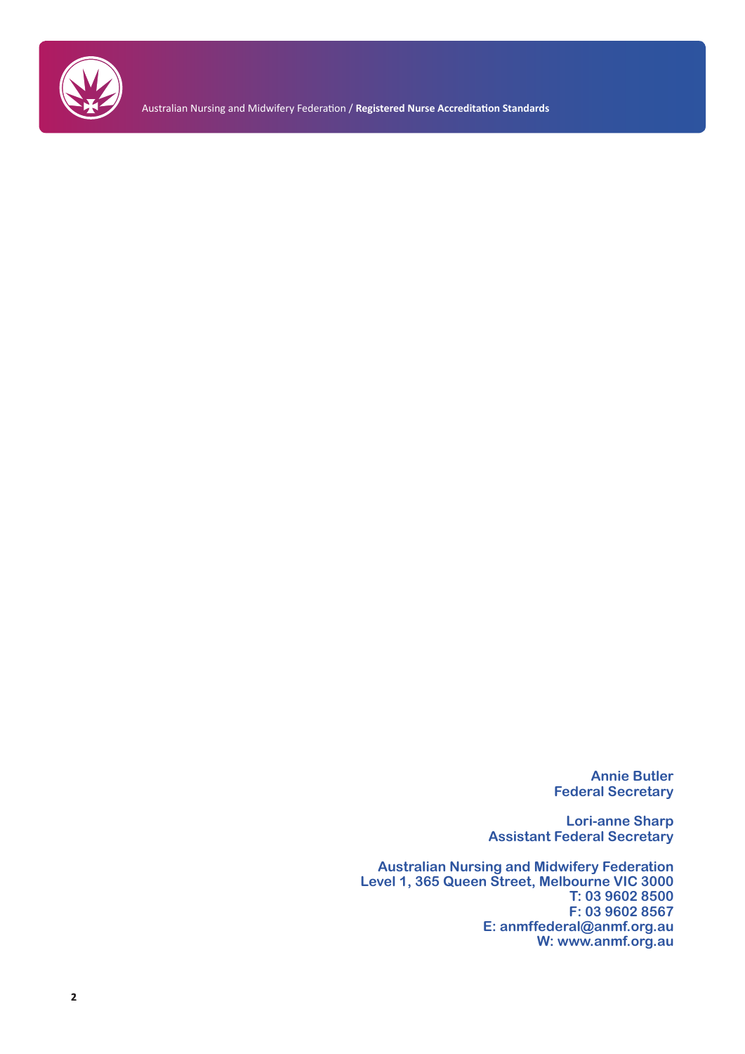**Annie Butler**
**Federal Secretary**

**Lori-anne Sharp**
**Assistant Federal Secretary**

**Australian Nursing and Midwifery Federation**
**Level 1, 365 Queen Street, Melbourne VIC 3000**
**T: 03 9602 8500**
**F: 03 9602 8567**
**E: anmffederal@anmf.org.au**
**W: www.anmf.org.au**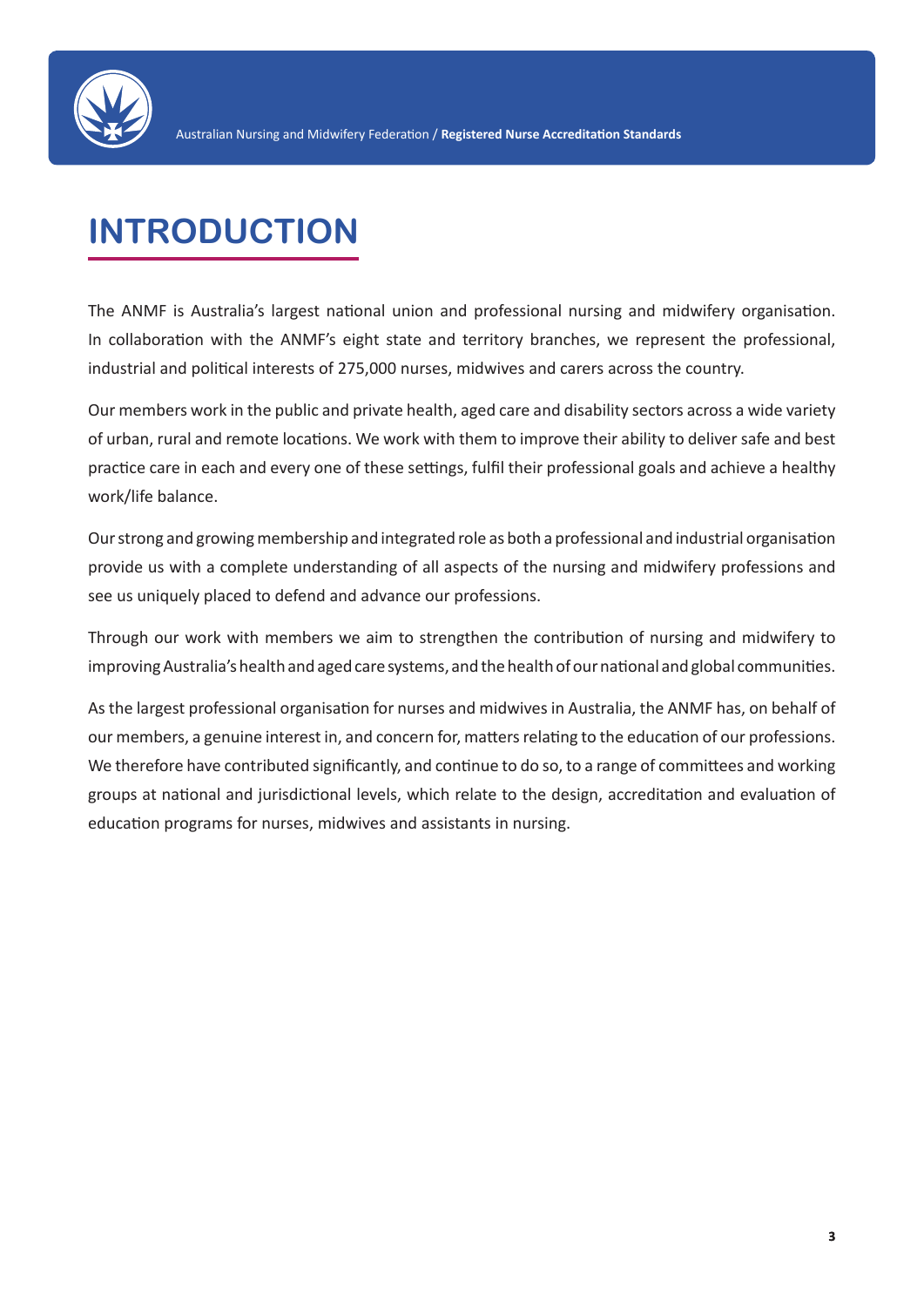# INTRODUCTION

The ANMF is Australia's largest national union and professional nursing and midwifery organisation. In collaboration with the ANMF's eight state and territory branches, we represent the professional, industrial and political interests of 275,000 nurses, midwives and carers across the country.

Our members work in the public and private health, aged care and disability sectors across a wide variety of urban, rural and remote locations. We work with them to improve their ability to deliver safe and best practice care in each and every one of these settings, fulfil their professional goals and achieve a healthy work/life balance.

Our strong and growing membership and integrated role as both a professional and industrial organisation provide us with a complete understanding of all aspects of the nursing and midwifery professions and see us uniquely placed to defend and advance our professions.

Through our work with members we aim to strengthen the contribution of nursing and midwifery to improving Australia's health and aged care systems, and the health of our national and global communities.

As the largest professional organisation for nurses and midwives in Australia, the ANMF has, on behalf of our members, a genuine interest in, and concern for, matters relating to the education of our professions. We therefore have contributed significantly, and continue to do so, to a range of committees and working groups at national and jurisdictional levels, which relate to the design, accreditation and evaluation of education programs for nurses, midwives and assistants in nursing.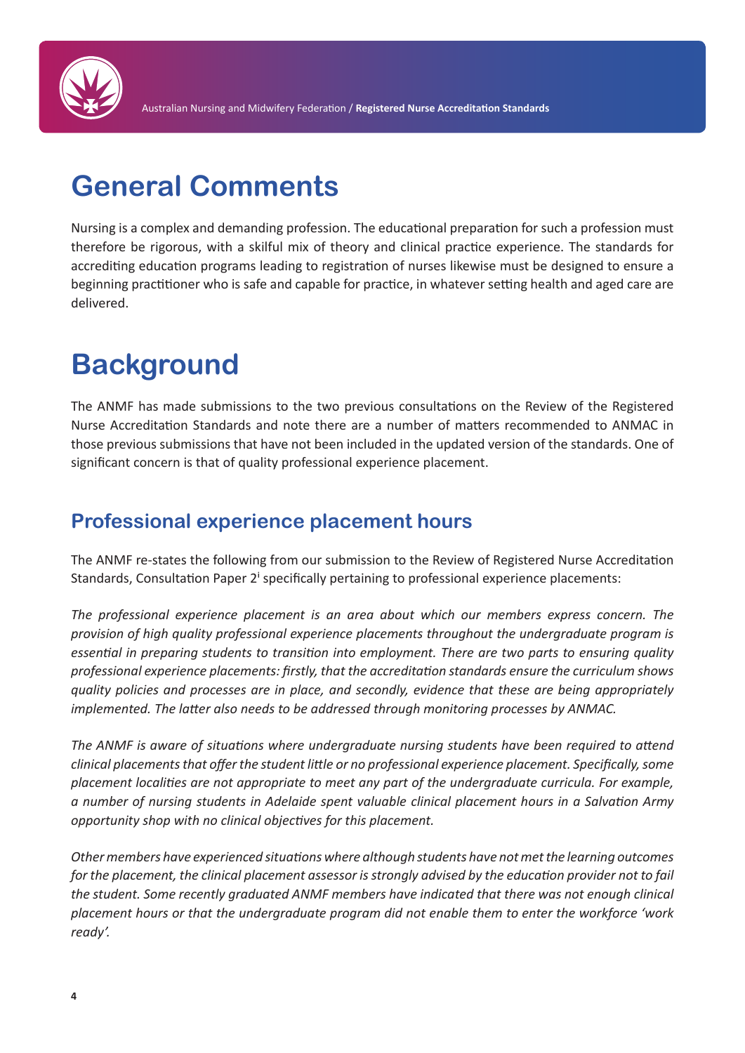# General Comments

Nursing is a complex and demanding profession. The educational preparation for such a profession must therefore be rigorous, with a skilful mix of theory and clinical practice experience. The standards for accrediting education programs leading to registration of nurses likewise must be designed to ensure a beginning practitioner who is safe and capable for practice, in whatever setting health and aged care are delivered.

# Background

The ANMF has made submissions to the two previous consultations on the Review of the Registered Nurse Accreditation Standards and note there are a number of matters recommended to ANMAC in those previous submissions that have not been included in the updated version of the standards. One of significant concern is that of quality professional experience placement.

## Professional experience placement hours

The ANMF re-states the following from our submission to the Review of Registered Nurse Accreditation Standards, Consultation Paper 2[i] specifically pertaining to professional experience placements:

*The professional experience placement is an area about which our members express concern. The provision of high quality professional experience placements throughout the undergraduate program is essential in preparing students to transition into employment. There are two parts to ensuring quality professional experience placements: firstly, that the accreditation standards ensure the curriculum shows quality policies and processes are in place, and secondly, evidence that these are being appropriately implemented. The latter also needs to be addressed through monitoring processes by ANMAC.*

*The ANMF is aware of situations where undergraduate nursing students have been required to attend clinical placements that offer the student little or no professional experience placement. Specifically, some placement localities are not appropriate to meet any part of the undergraduate curricula. For example, a number of nursing students in Adelaide spent valuable clinical placement hours in a Salvation Army opportunity shop with no clinical objectives for this placement.*

*Other members have experienced situations where although students have not met the learning outcomes for the placement, the clinical placement assessor is strongly advised by the education provider not to fail the student. Some recently graduated ANMF members have indicated that there was not enough clinical placement hours or that the undergraduate program did not enable them to enter the workforce 'work ready'.*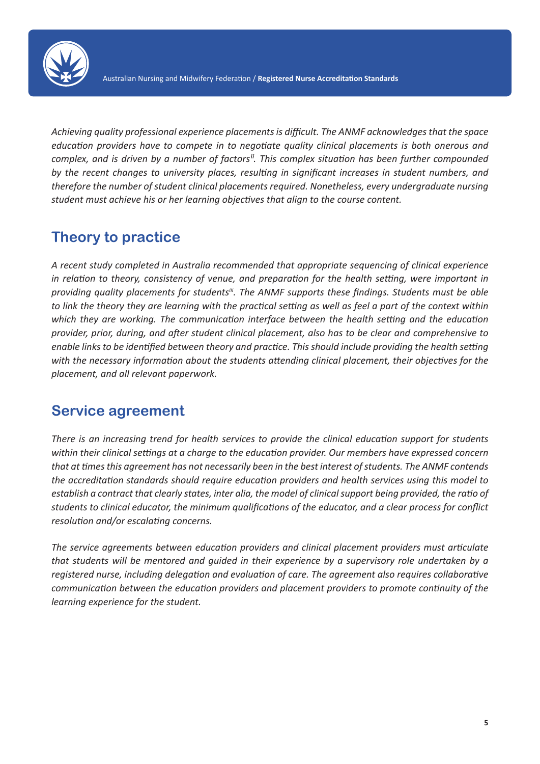*Achieving quality professional experience placements is difficult. The ANMF acknowledges that the space education providers have to compete in to negotiate quality clinical placements is both onerous and complex, and is driven by a number of factors[ii]. This complex situation has been further compounded by the recent changes to university places, resulting in significant increases in student numbers, and therefore the number of student clinical placements required. Nonetheless, every undergraduate nursing student must achieve his or her learning objectives that align to the course content.*

## Theory to practice

*A recent study completed in Australia recommended that appropriate sequencing of clinical experience in relation to theory, consistency of venue, and preparation for the health setting, were important in providing quality placements for students[iii]. The ANMF supports these findings. Students must be able to link the theory they are learning with the practical setting as well as feel a part of the context within which they are working. The communication interface between the health setting and the education provider, prior, during, and after student clinical placement, also has to be clear and comprehensive to enable links to be identified between theory and practice. This should include providing the health setting with the necessary information about the students attending clinical placement, their objectives for the placement, and all relevant paperwork.*

## Service agreement

*There is an increasing trend for health services to provide the clinical education support for students within their clinical settings at a charge to the education provider. Our members have expressed concern that at times this agreement has not necessarily been in the best interest of students. The ANMF contends the accreditation standards should require education providers and health services using this model to establish a contract that clearly states, inter alia, the model of clinical support being provided, the ratio of students to clinical educator, the minimum qualifications of the educator, and a clear process for conflict resolution and/or escalating concerns.*

*The service agreements between education providers and clinical placement providers must articulate that students will be mentored and guided in their experience by a supervisory role undertaken by a registered nurse, including delegation and evaluation of care. The agreement also requires collaborative communication between the education providers and placement providers to promote continuity of the learning experience for the student.*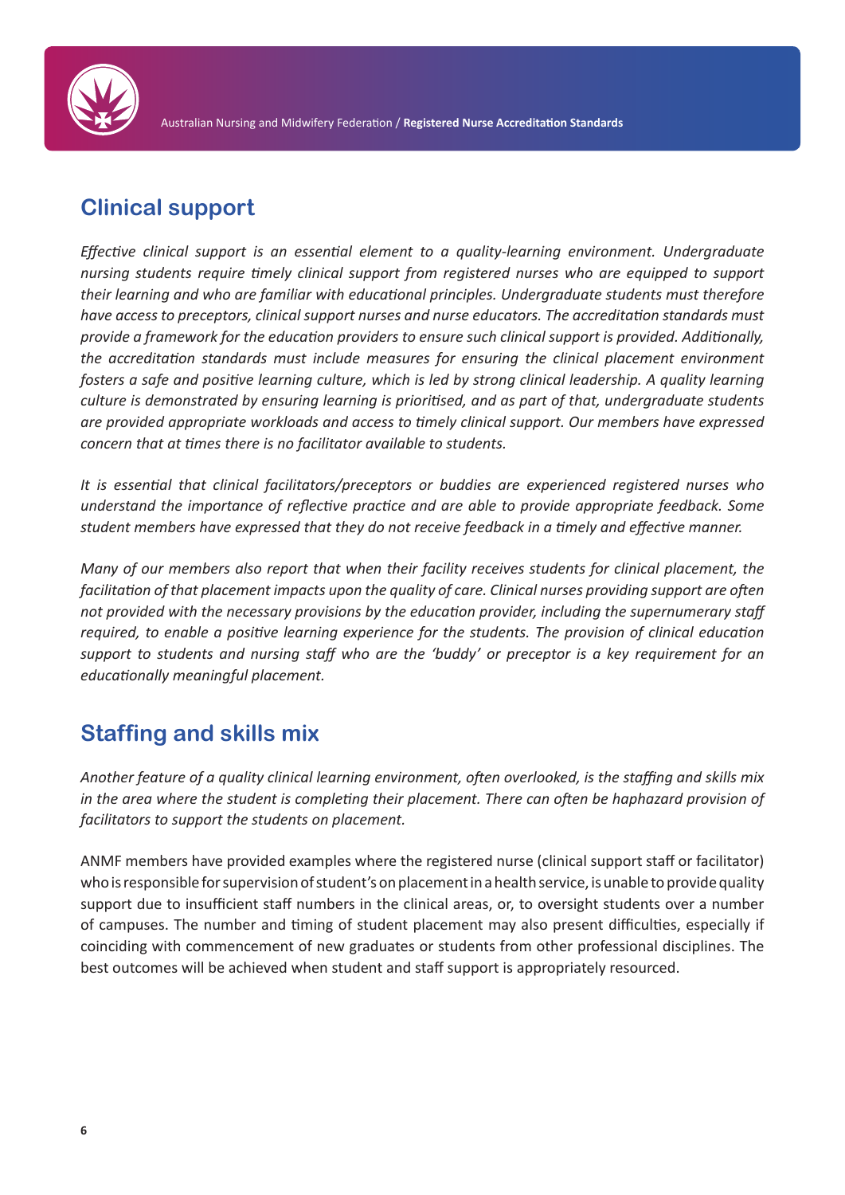## Clinical support

*Effective clinical support is an essential element to a quality-learning environment. Undergraduate nursing students require timely clinical support from registered nurses who are equipped to support their learning and who are familiar with educational principles. Undergraduate students must therefore have access to preceptors, clinical support nurses and nurse educators. The accreditation standards must provide a framework for the education providers to ensure such clinical support is provided. Additionally, the accreditation standards must include measures for ensuring the clinical placement environment fosters a safe and positive learning culture, which is led by strong clinical leadership. A quality learning culture is demonstrated by ensuring learning is prioritised, and as part of that, undergraduate students are provided appropriate workloads and access to timely clinical support. Our members have expressed concern that at times there is no facilitator available to students.*

*It is essential that clinical facilitators/preceptors or buddies are experienced registered nurses who understand the importance of reflective practice and are able to provide appropriate feedback. Some student members have expressed that they do not receive feedback in a timely and effective manner.*

*Many of our members also report that when their facility receives students for clinical placement, the facilitation of that placement impacts upon the quality of care. Clinical nurses providing support are often not provided with the necessary provisions by the education provider, including the supernumerary staff required, to enable a positive learning experience for the students. The provision of clinical education support to students and nursing staff who are the 'buddy' or preceptor is a key requirement for an educationally meaningful placement.*

## Staffing and skills mix

*Another feature of a quality clinical learning environment, often overlooked, is the staffing and skills mix in the area where the student is completing their placement. There can often be haphazard provision of facilitators to support the students on placement.*

ANMF members have provided examples where the registered nurse (clinical support staff or facilitator) who is responsible for supervision of student's on placement in a health service, is unable to provide quality support due to insufficient staff numbers in the clinical areas, or, to oversight students over a number of campuses. The number and timing of student placement may also present difficulties, especially if coinciding with commencement of new graduates or students from other professional disciplines. The best outcomes will be achieved when student and staff support is appropriately resourced.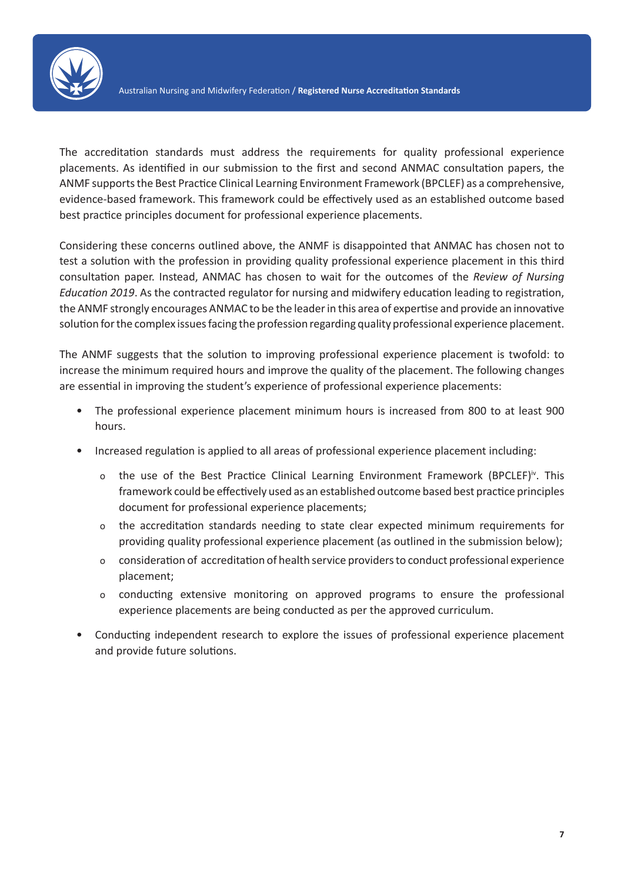The accreditation standards must address the requirements for quality professional experience placements. As identified in our submission to the first and second ANMAC consultation papers, the ANMF supports the Best Practice Clinical Learning Environment Framework (BPCLEF) as a comprehensive, evidence-based framework. This framework could be effectively used as an established outcome based best practice principles document for professional experience placements.

Considering these concerns outlined above, the ANMF is disappointed that ANMAC has chosen not to test a solution with the profession in providing quality professional experience placement in this third consultation paper. Instead, ANMAC has chosen to wait for the outcomes of the *Review of Nursing Education 2019*. As the contracted regulator for nursing and midwifery education leading to registration, the ANMF strongly encourages ANMAC to be the leader in this area of expertise and provide an innovative solution for the complex issues facing the profession regarding quality professional experience placement.

The ANMF suggests that the solution to improving professional experience placement is twofold: to increase the minimum required hours and improve the quality of the placement. The following changes are essential in improving the student's experience of professional experience placements:

- The professional experience placement minimum hours is increased from 800 to at least 900 hours.
- Increased regulation is applied to all areas of professional experience placement including:
  - the use of the Best Practice Clinical Learning Environment Framework (BPCLEF)[iv]. This framework could be effectively used as an established outcome based best practice principles document for professional experience placements;
  - the accreditation standards needing to state clear expected minimum requirements for providing quality professional experience placement (as outlined in the submission below);
  - consideration of accreditation of health service providers to conduct professional experience placement;
  - conducting extensive monitoring on approved programs to ensure the professional experience placements are being conducted as per the approved curriculum.
- Conducting independent research to explore the issues of professional experience placement and provide future solutions.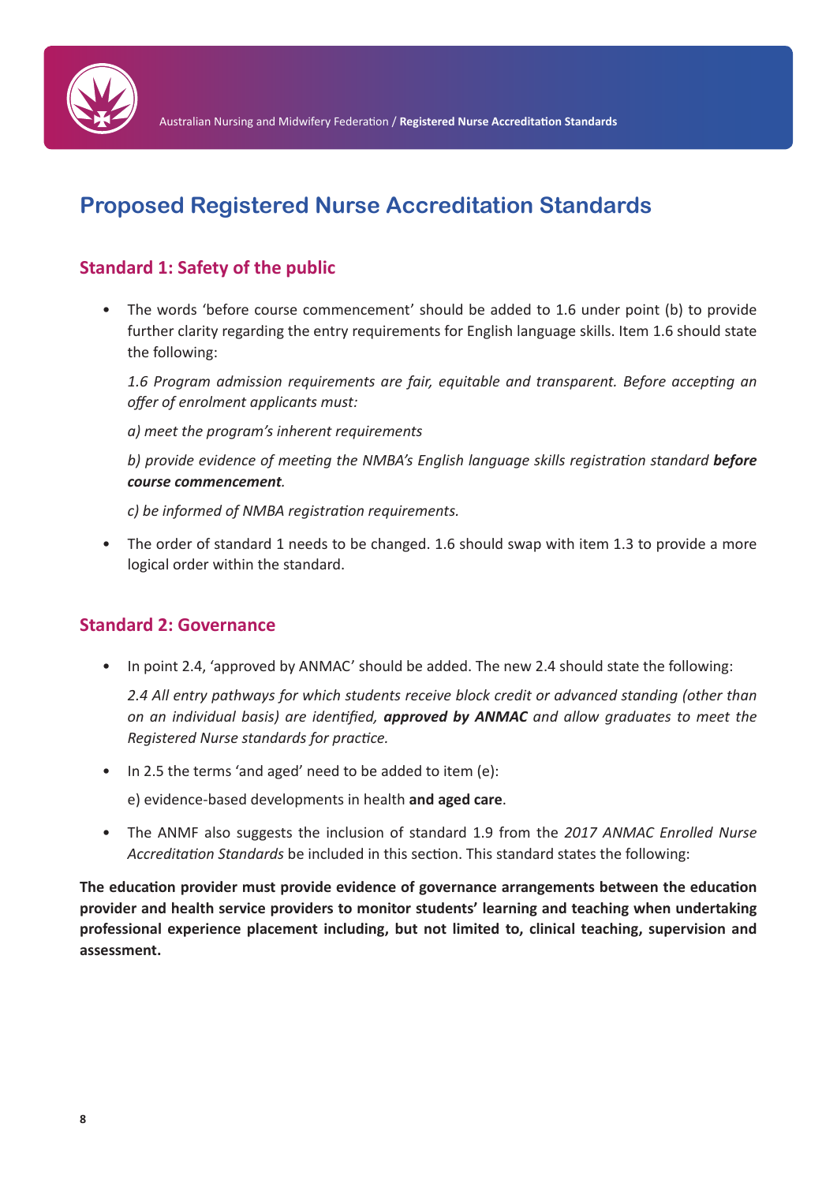# Proposed Registered Nurse Accreditation Standards

## Standard 1: Safety of the public

- The words 'before course commencement' should be added to 1.6 under point (b) to provide further clarity regarding the entry requirements for English language skills. Item 1.6 should state the following:

  *1.6 Program admission requirements are fair, equitable and transparent. Before accepting an offer of enrolment applicants must:*

  *a) meet the program's inherent requirements*

  *b) provide evidence of meeting the NMBA's English language skills registration standard **before course commencement**.*

  *c) be informed of NMBA registration requirements.*

- The order of standard 1 needs to be changed. 1.6 should swap with item 1.3 to provide a more logical order within the standard.

## Standard 2: Governance

- In point 2.4, 'approved by ANMAC' should be added. The new 2.4 should state the following:

  *2.4 All entry pathways for which students receive block credit or advanced standing (other than on an individual basis) are identified, **approved by ANMAC** and allow graduates to meet the Registered Nurse standards for practice.*

- In 2.5 the terms 'and aged' need to be added to item (e):

  e) evidence-based developments in health **and aged care**.

- The ANMF also suggests the inclusion of standard 1.9 from the *2017 ANMAC Enrolled Nurse Accreditation Standards* be included in this section. This standard states the following:

**The education provider must provide evidence of governance arrangements between the education provider and health service providers to monitor students' learning and teaching when undertaking professional experience placement including, but not limited to, clinical teaching, supervision and assessment.**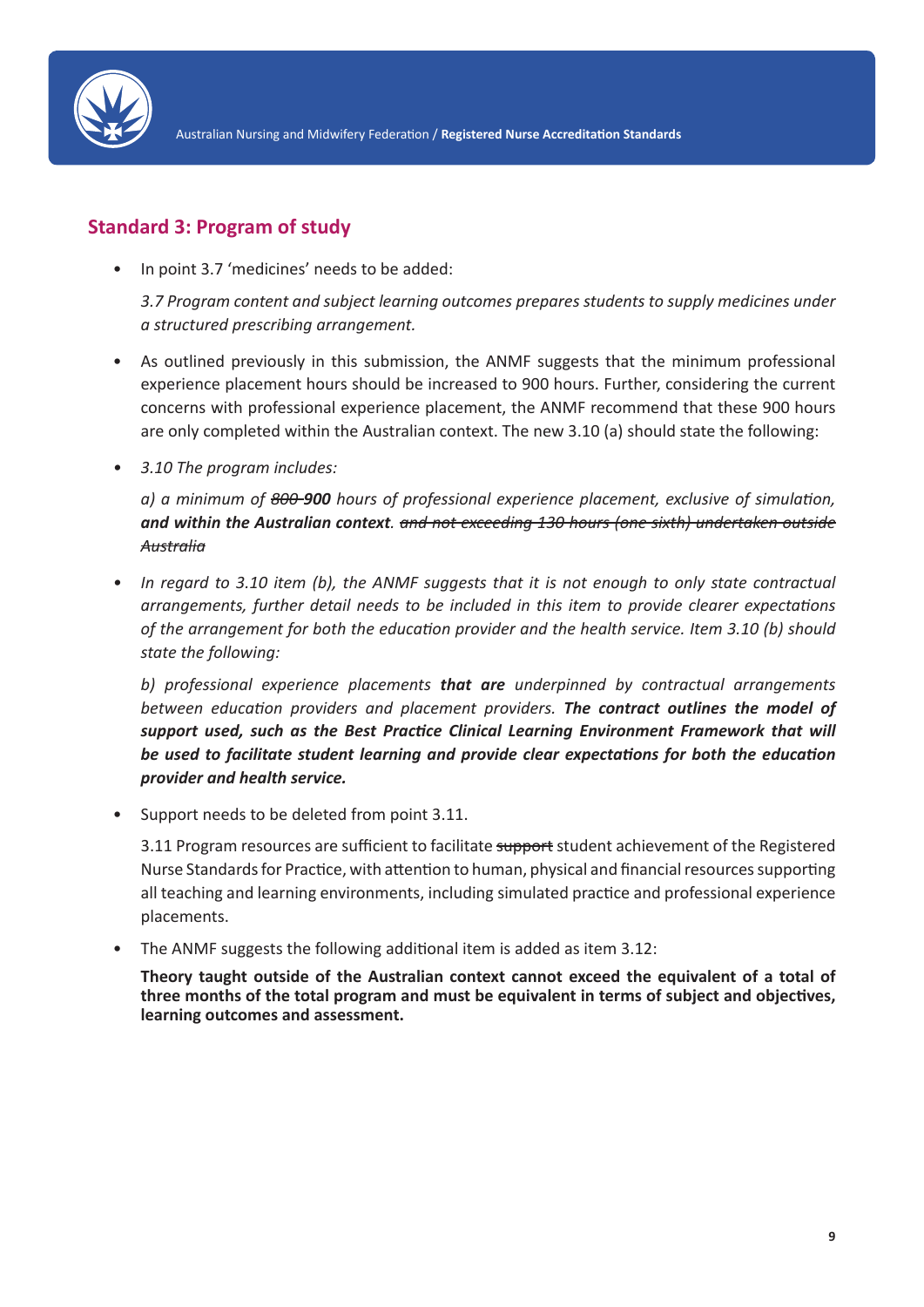## Standard 3: Program of study

- In point 3.7 'medicines' needs to be added:

  *3.7 Program content and subject learning outcomes prepares students to supply medicines under a structured prescribing arrangement.*

- As outlined previously in this submission, the ANMF suggests that the minimum professional experience placement hours should be increased to 900 hours. Further, considering the current concerns with professional experience placement, the ANMF recommend that these 900 hours are only completed within the Australian context. The new 3.10 (a) should state the following:

- *3.10 The program includes:*

  *a) a minimum of ~~800~~ **900** hours of professional experience placement, exclusive of simulation, **and within the Australian context**. ~~and not exceeding 130 hours (one sixth) undertaken outside Australia~~*

- *In regard to 3.10 item (b), the ANMF suggests that it is not enough to only state contractual arrangements, further detail needs to be included in this item to provide clearer expectations of the arrangement for both the education provider and the health service. Item 3.10 (b) should state the following:*

  *b) professional experience placements **that are** underpinned by contractual arrangements between education providers and placement providers. **The contract outlines the model of support used, such as the Best Practice Clinical Learning Environment Framework that will be used to facilitate student learning and provide clear expectations for both the education provider and health service.***

- Support needs to be deleted from point 3.11.

  3.11 Program resources are sufficient to facilitate ~~support~~ student achievement of the Registered Nurse Standards for Practice, with attention to human, physical and financial resources supporting all teaching and learning environments, including simulated practice and professional experience placements.

- The ANMF suggests the following additional item is added as item 3.12:

  **Theory taught outside of the Australian context cannot exceed the equivalent of a total of three months of the total program and must be equivalent in terms of subject and objectives, learning outcomes and assessment.**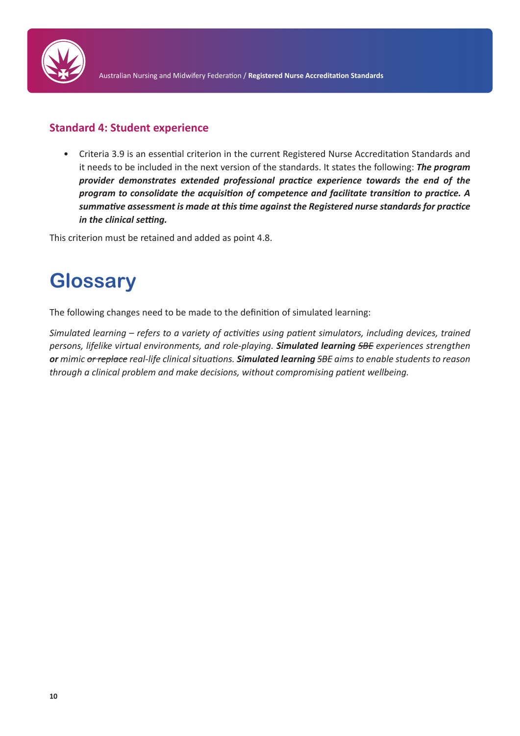### Standard 4: Student experience

- Criteria 3.9 is an essential criterion in the current Registered Nurse Accreditation Standards and it needs to be included in the next version of the standards. It states the following: ***The program provider demonstrates extended professional practice experience towards the end of the program to consolidate the acquisition of competence and facilitate transition to practice. A summative assessment is made at this time against the Registered nurse standards for practice in the clinical setting.***

This criterion must be retained and added as point 4.8.

# Glossary

The following changes need to be made to the definition of simulated learning:

*Simulated learning – refers to a variety of activities using patient simulators, including devices, trained persons, lifelike virtual environments, and role-playing.* ***Simulated learning*** ~~*SBE*~~ *experiences strengthen* ***or*** *mimic* ~~*or replace*~~ *real-life clinical situations.* ***Simulated learning*** ~~*SBE*~~ *aims to enable students to reason through a clinical problem and make decisions, without compromising patient wellbeing.*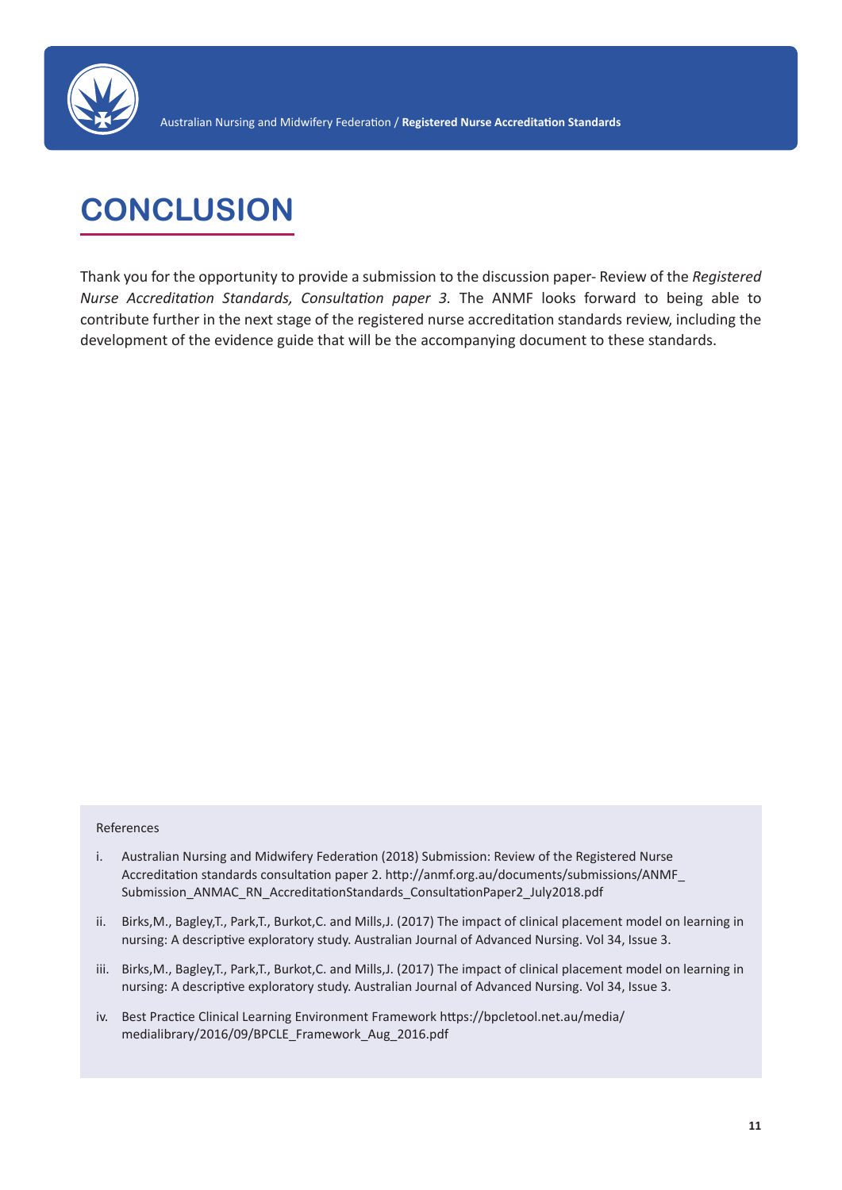# CONCLUSION

Thank you for the opportunity to provide a submission to the discussion paper- Review of the *Registered Nurse Accreditation Standards, Consultation paper 3.* The ANMF looks forward to being able to contribute further in the next stage of the registered nurse accreditation standards review, including the development of the evidence guide that will be the accompanying document to these standards.

References

i. Australian Nursing and Midwifery Federation (2018) Submission: Review of the Registered Nurse Accreditation standards consultation paper 2. http://anmf.org.au/documents/submissions/ANMF_Submission_ANMAC_RN_AccreditationStandards_ConsultationPaper2_July2018.pdf

ii. Birks,M., Bagley,T., Park,T., Burkot,C. and Mills,J. (2017) The impact of clinical placement model on learning in nursing: A descriptive exploratory study. Australian Journal of Advanced Nursing. Vol 34, Issue 3.

iii. Birks,M., Bagley,T., Park,T., Burkot,C. and Mills,J. (2017) The impact of clinical placement model on learning in nursing: A descriptive exploratory study. Australian Journal of Advanced Nursing. Vol 34, Issue 3.

iv. Best Practice Clinical Learning Environment Framework https://bpcletool.net.au/media/medialibrary/2016/09/BPCLE_Framework_Aug_2016.pdf